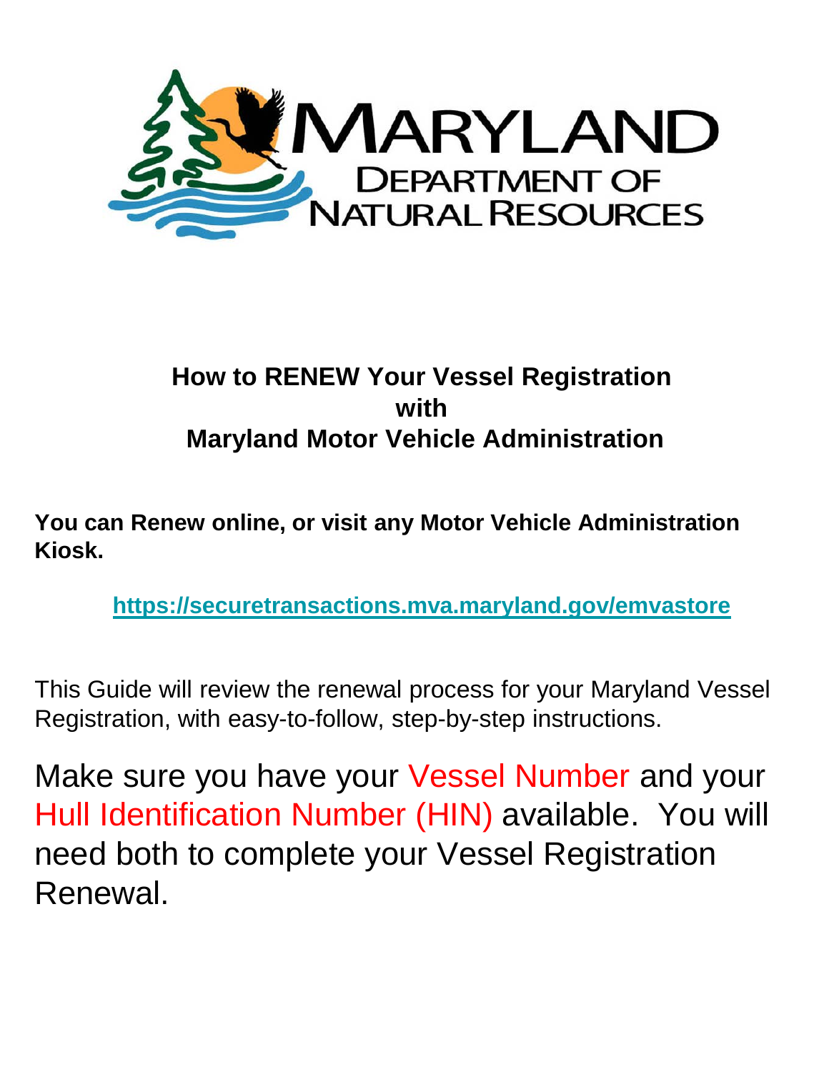MARYLAND
DEPARTMENT OF
NATURAL RESOURCES

# How to RENEW Your Vessel Registration with Maryland Motor Vehicle Administration

**You can Renew online, or visit any Motor Vehicle Administration Kiosk.**

**https://securetransactions.mva.maryland.gov/emvastore**

This Guide will review the renewal process for your Maryland Vessel Registration, with easy-to-follow, step-by-step instructions.

Make sure you have your Vessel Number and your Hull Identification Number (HIN) available. You will need both to complete your Vessel Registration Renewal.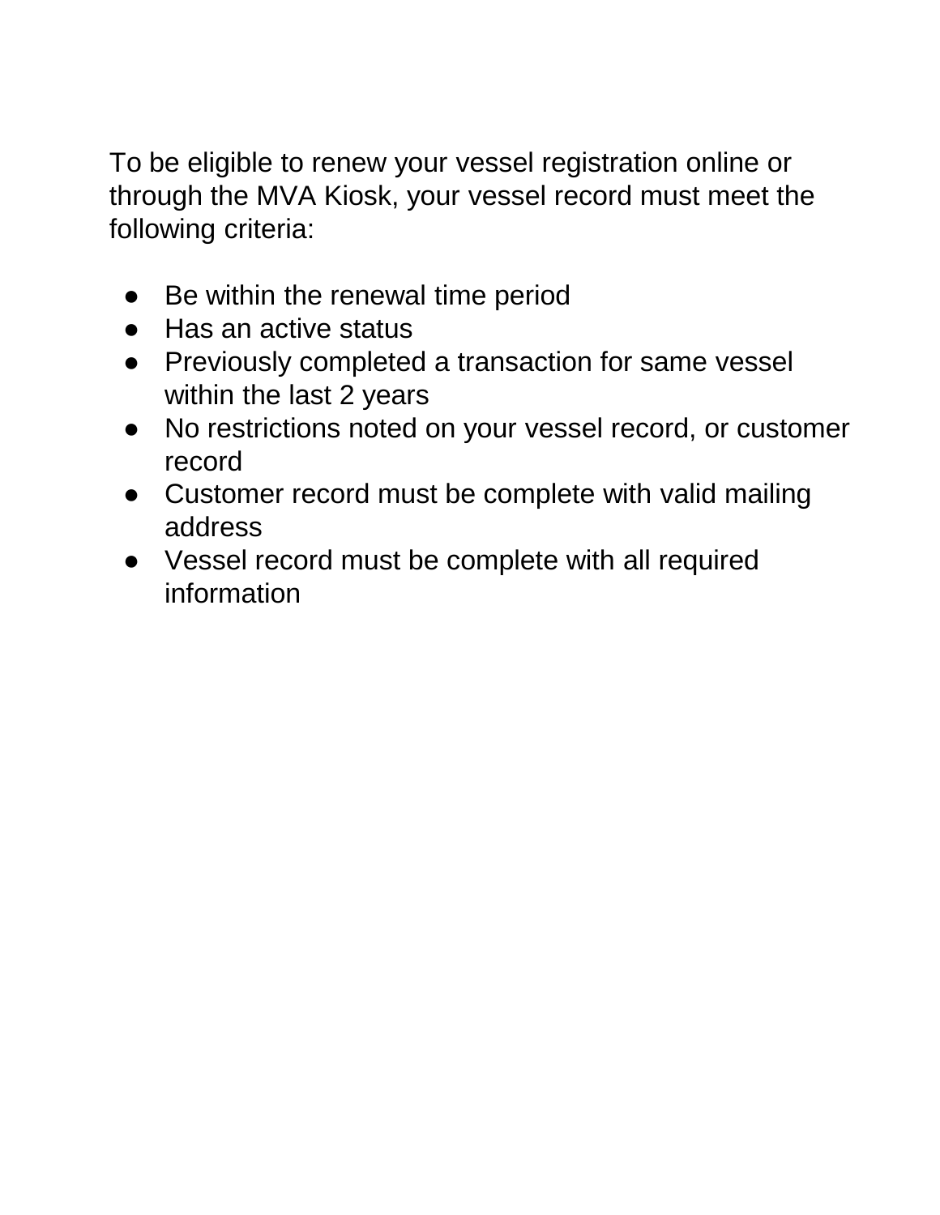To be eligible to renew your vessel registration online or through the MVA Kiosk, your vessel record must meet the following criteria:

- Be within the renewal time period
- Has an active status
- Previously completed a transaction for same vessel within the last 2 years
- No restrictions noted on your vessel record, or customer record
- Customer record must be complete with valid mailing address
- Vessel record must be complete with all required information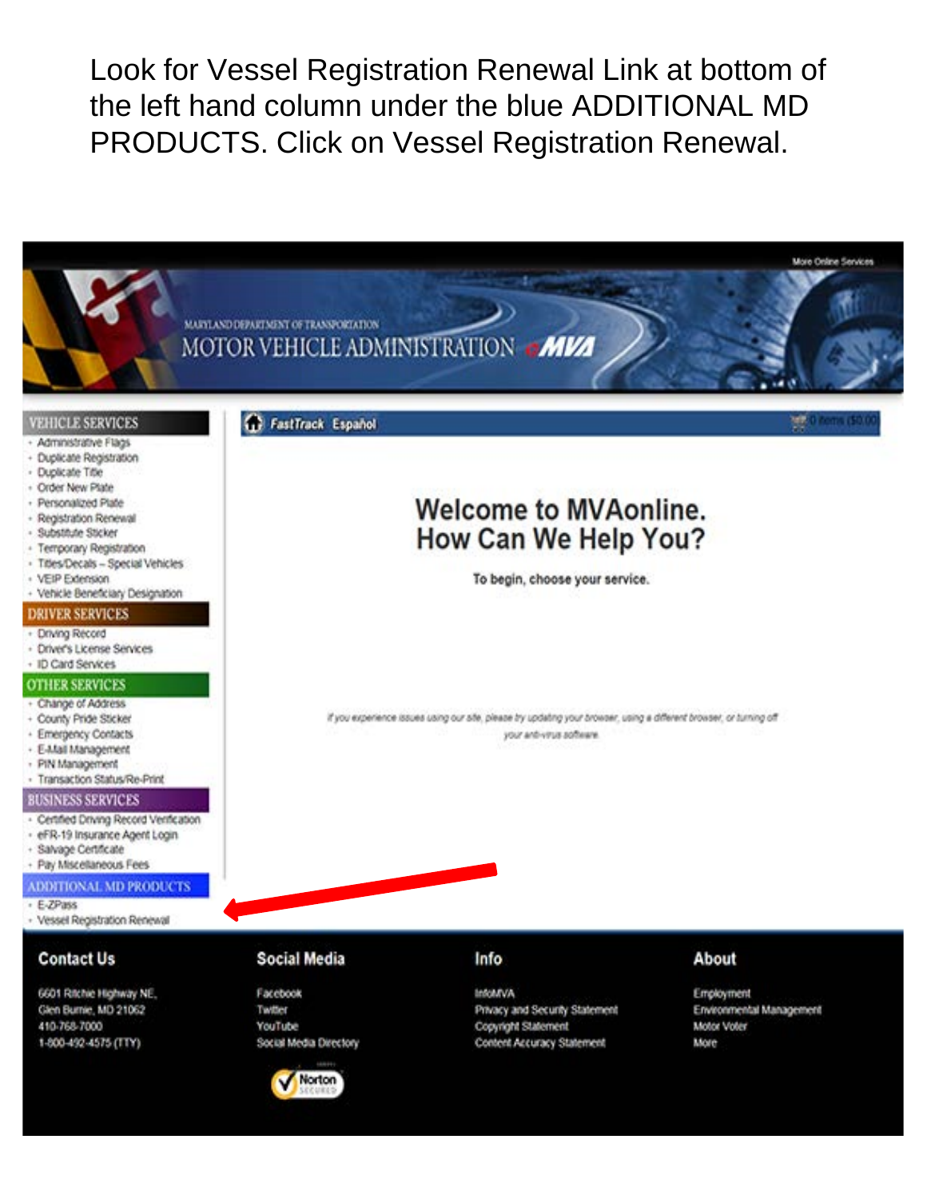Look for Vessel Registration Renewal Link at bottom of the left hand column under the blue ADDITIONAL MD PRODUCTS. Click on Vessel Registration Renewal.

More Online Services

MARYLAND DEPARTMENT OF TRANSPORTATION
MOTOR VEHICLE ADMINISTRATION eMVA

VEHICLE SERVICES
- Administrative Flags
- Duplicate Registration
- Duplicate Title
- Order New Plate
- Personalized Plate
- Registration Renewal
- Substitute Sticker
- Temporary Registration
- Titles/Decals – Special Vehicles
- VEIP Extension
- Vehicle Beneficiary Designation

DRIVER SERVICES
- Driving Record
- Driver's License Services
- ID Card Services

OTHER SERVICES
- Change of Address
- County Pride Sticker
- Emergency Contacts
- E-Mail Management
- PIN Management
- Transaction Status/Re-Print

BUSINESS SERVICES
- Certified Driving Record Verification
- eFR-19 Insurance Agent Login
- Salvage Certificate
- Pay Miscellaneous Fees

ADDITIONAL MD PRODUCTS
- E-ZPass
- Vessel Registration Renewal

FastTrack Español

0 items ($0.00)

Welcome to MVAonline.
How Can We Help You?

To begin, choose your service.

*If you experience issues using our site, please try updating your browser, using a different browser, or turning off your anti-virus software*

**Contact Us**
6601 Ritchie Highway NE,
Glen Burnie, MD 21062
410-768-7000
1-800-492-4575 (TTY)

**Social Media**
Facebook
Twitter
YouTube
Social Media Directory

**Info**
InfoMVA
Privacy and Security Statement
Copyright Statement
Content Accuracy Statement

**About**
Employment
Environmental Management
Motor Voter
More

Norton SECURED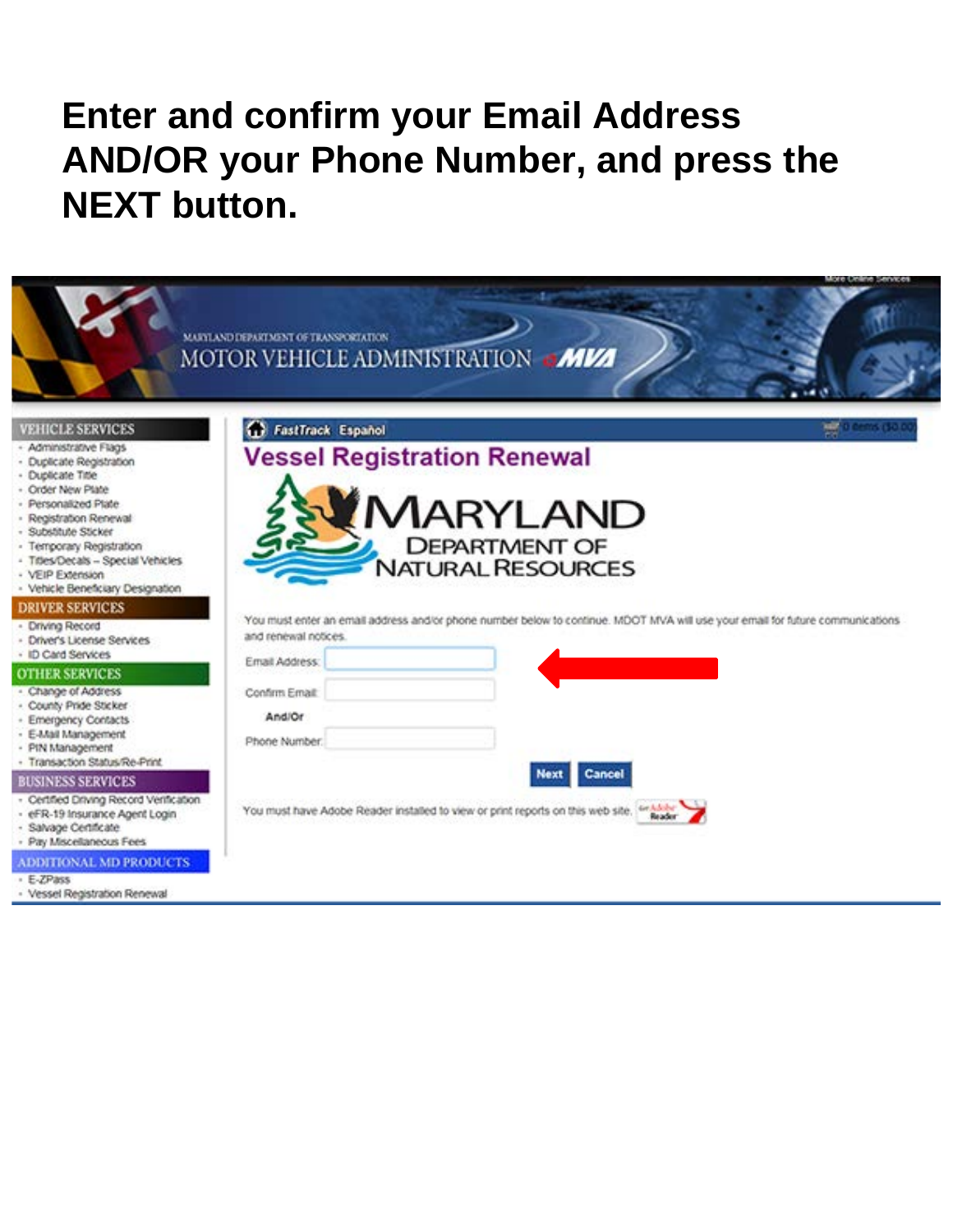**Enter and confirm your Email Address AND/OR your Phone Number, and press the NEXT button.**

MARYLAND DEPARTMENT OF TRANSPORTATION
MOTOR VEHICLE ADMINISTRATION MVA

More Online Services

VEHICLE SERVICES
- Administrative Flags
- Duplicate Registration
- Duplicate Title
- Order New Plate
- Personalized Plate
- Registration Renewal
- Substitute Sticker
- Temporary Registration
- Titles/Decals – Special Vehicles
- VEIP Extension
- Vehicle Beneficiary Designation

DRIVER SERVICES
- Driving Record
- Driver's License Services
- ID Card Services

OTHER SERVICES
- Change of Address
- County Pride Sticker
- Emergency Contacts
- E-Mail Management
- PIN Management
- Transaction Status/Re-Print

BUSINESS SERVICES
- Certified Driving Record Verification
- eFR-19 Insurance Agent Login
- Salvage Certificate
- Pay Miscellaneous Fees

ADDITIONAL MD PRODUCTS
- E-ZPass
- Vessel Registration Renewal

FastTrack Español

0 items ($0.00)

## Vessel Registration Renewal

MARYLAND DEPARTMENT OF NATURAL RESOURCES

You must enter an email address and/or phone number below to continue. MDOT MVA will use your email for future communications and renewal notices.

Email Address:

Confirm Email:

And/Or

Phone Number:

Next Cancel

You must have Adobe Reader installed to view or print reports on this web site.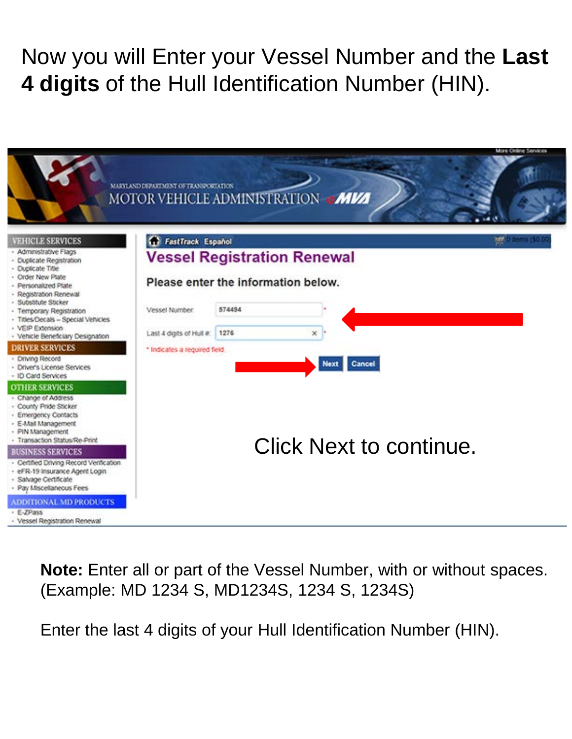Now you will Enter your Vessel Number and the **Last 4 digits** of the Hull Identification Number (HIN).

Click Next to continue.

**Note:** Enter all or part of the Vessel Number, with or without spaces. (Example: MD 1234 S, MD1234S, 1234 S, 1234S)

Enter the last 4 digits of your Hull Identification Number (HIN).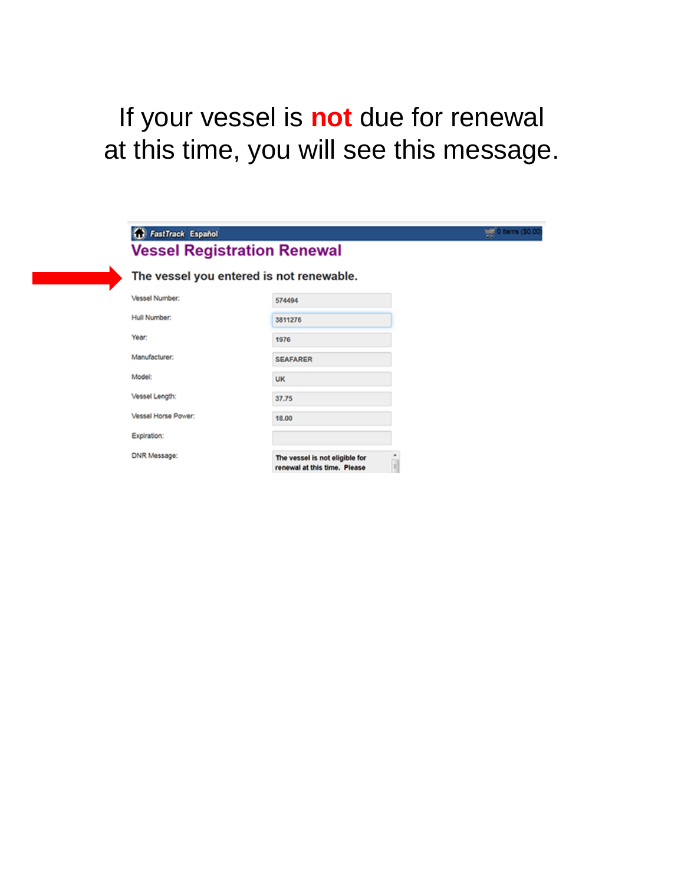If your vessel is **not** due for renewal at this time, you will see this message.

FastTrack Español

0 Items ($0.00)

## Vessel Registration Renewal

**The vessel you entered is not renewable.**

| | |
|---|---|
| Vessel Number: | 574494 |
| Hull Number: | 3811276 |
| Year: | 1976 |
| Manufacturer: | SEAFARER |
| Model: | UK |
| Vessel Length: | 37.75 |
| Vessel Horse Power: | 18.00 |
| Expiration: | |
| DNR Message: | The vessel is not eligible for renewal at this time. Please |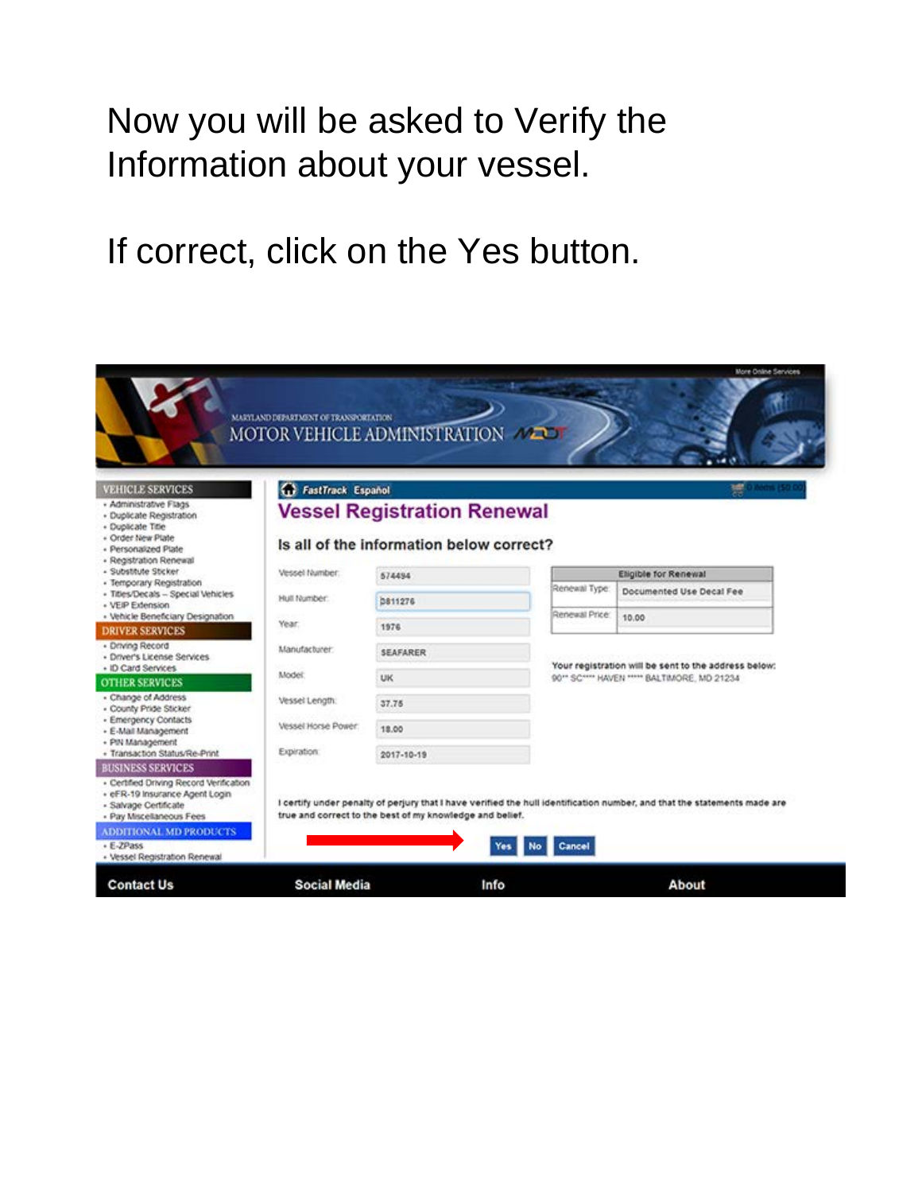Now you will be asked to Verify the Information about your vessel.

If correct, click on the Yes button.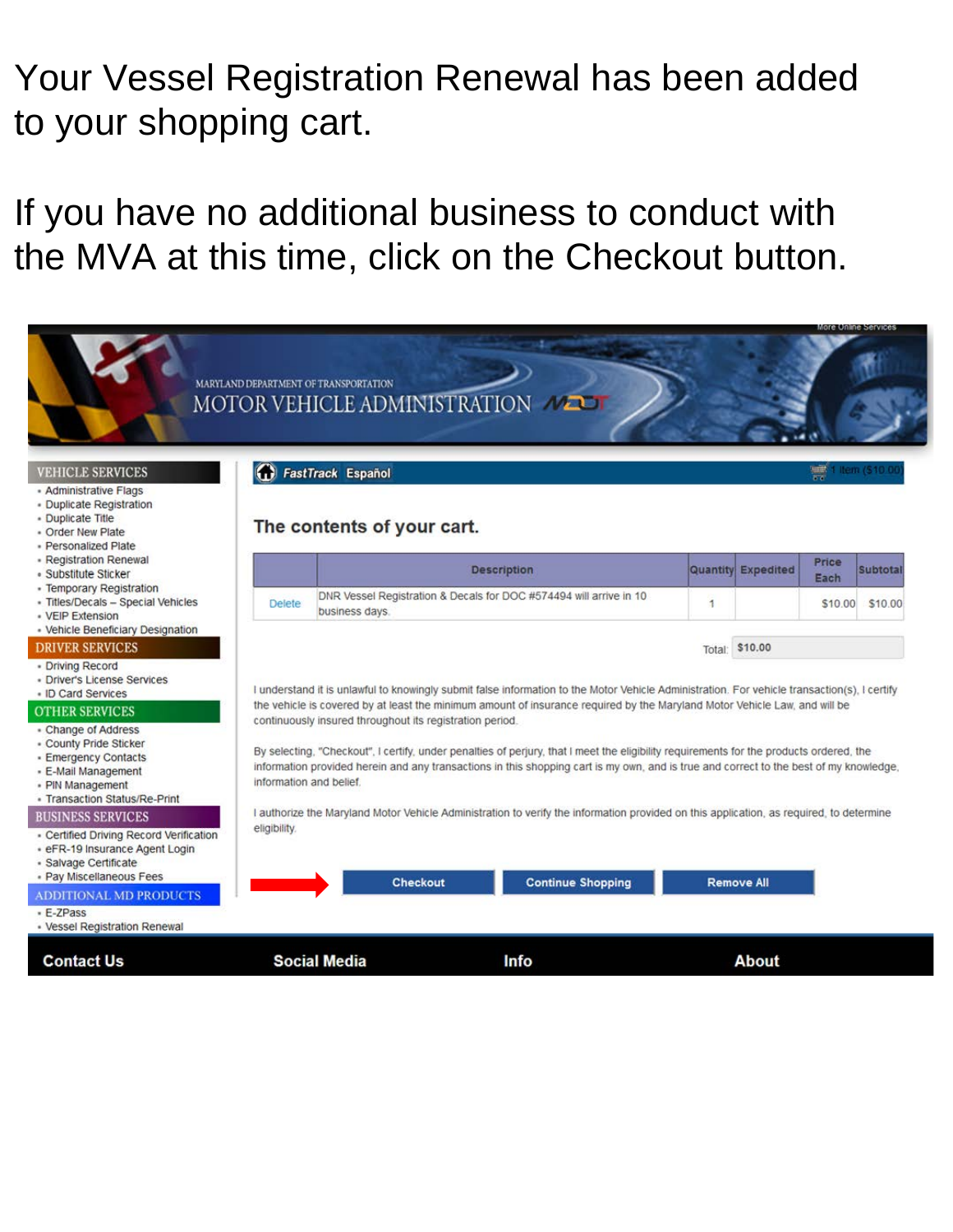Your Vessel Registration Renewal has been added to your shopping cart.

If you have no additional business to conduct with the MVA at this time, click on the Checkout button.

More Online Services

MARYLAND DEPARTMENT OF TRANSPORTATION

MOTOR VEHICLE ADMINISTRATION

VEHICLE SERVICES
- Administrative Flags
- Duplicate Registration
- Duplicate Title
- Order New Plate
- Personalized Plate
- Registration Renewal
- Substitute Sticker
- Temporary Registration
- Titles/Decals – Special Vehicles
- VEIP Extension
- Vehicle Beneficiary Designation

DRIVER SERVICES
- Driving Record
- Driver's License Services
- ID Card Services

OTHER SERVICES
- Change of Address
- County Pride Sticker
- Emergency Contacts
- E-Mail Management
- PIN Management
- Transaction Status/Re-Print

BUSINESS SERVICES
- Certified Driving Record Verification
- eFR-19 Insurance Agent Login
- Salvage Certificate
- Pay Miscellaneous Fees

ADDITIONAL MD PRODUCTS
- E-ZPass
- Vessel Registration Renewal

FastTrack Español 1 item ($10.00)

## The contents of your cart.

| | Description | Quantity | Expedited | Price Each | Subtotal |
|---|---|---|---|---|---|
| Delete | DNR Vessel Registration & Decals for DOC #574494 will arrive in 10 business days. | 1 | | $10.00 | $10.00 |

Total: $10.00

I understand it is unlawful to knowingly submit false information to the Motor Vehicle Administration. For vehicle transaction(s), I certify the vehicle is covered by at least the minimum amount of insurance required by the Maryland Motor Vehicle Law, and will be continuously insured throughout its registration period.

By selecting, "Checkout", I certify, under penalties of perjury, that I meet the eligibility requirements for the products ordered, the information provided herein and any transactions in this shopping cart is my own, and is true and correct to the best of my knowledge, information and belief.

I authorize the Maryland Motor Vehicle Administration to verify the information provided on this application, as required, to determine eligibility.

Checkout | Continue Shopping | Remove All

Contact Us | Social Media | Info | About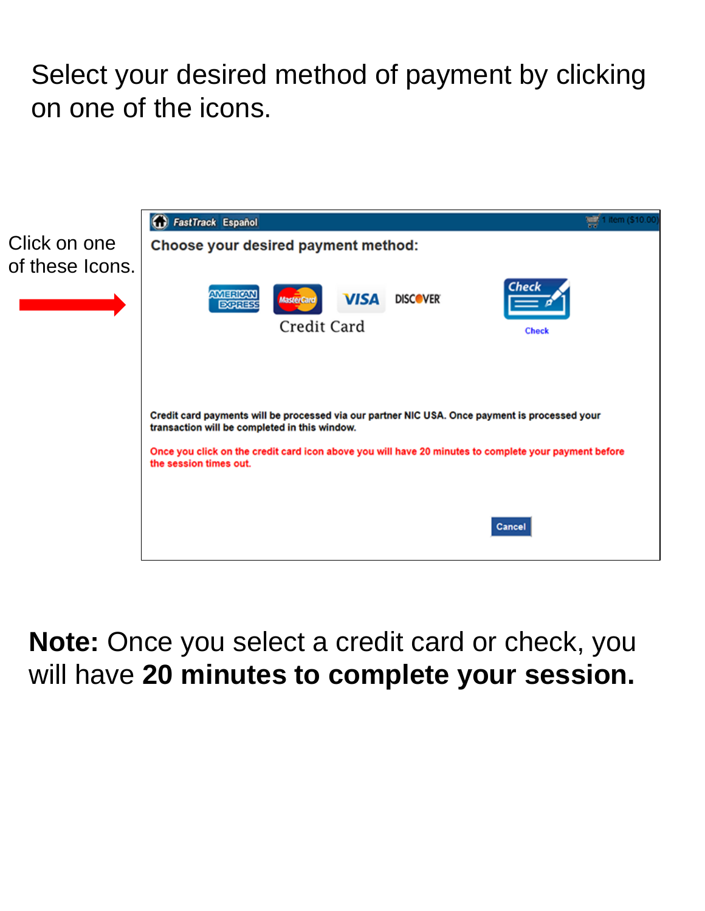Select your desired method of payment by clicking on one of the icons.

Click on one of these Icons.

FastTrack Español

1 item ($10.00)

Choose your desired payment method:

AMERICAN EXPRESS MasterCard VISA DISCOVER

Credit Card

Check

Check

Credit card payments will be processed via our partner NIC USA. Once payment is processed your transaction will be completed in this window.

Once you click on the credit card icon above you will have 20 minutes to complete your payment before the session times out.

Cancel

**Note:** Once you select a credit card or check, you will have **20 minutes to complete your session.**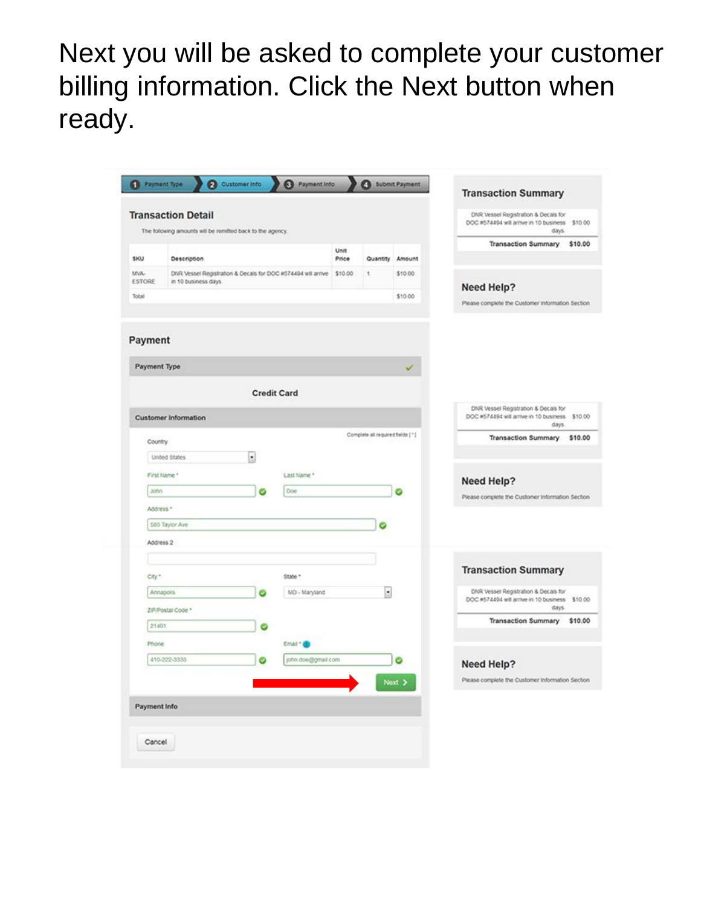Next you will be asked to complete your customer billing information. Click the Next button when ready.

1 Payment Type 2 Customer Info 3 Payment Info 4 Submit Payment

### Transaction Detail

The following amounts will be remitted back to the agency.

| SKU | Description | Unit Price | Quantity | Amount |
|---|---|---|---|---|
| MVA-ESTORE | DNR Vessel Registration & Decals for DOC #574494 will arrive in 10 business days. | $10.00 | 1 | $10.00 |
| Total | | | | $10.00 |

### Payment

**Payment Type**

Credit Card

**Customer Information**

Complete all required fields [*]

Country: United States

First Name *: John

Last Name *: Doe

Address *: 580 Taylor Ave

Address 2:

City *: Annapolis

State *: MD - Maryland

ZIP/Postal Code *: 21401

Phone: 410-222-3333

Email *: john.doe@gmail.com

Next >

**Payment Info**

Cancel

### Transaction Summary

| | |
|---|---|
| DNR Vessel Registration & Decals for DOC #574494 will arrive in 10 business days. | $10.00 |
| **Transaction Summary** | **$10.00** |

### Need Help?

Please complete the Customer Information Section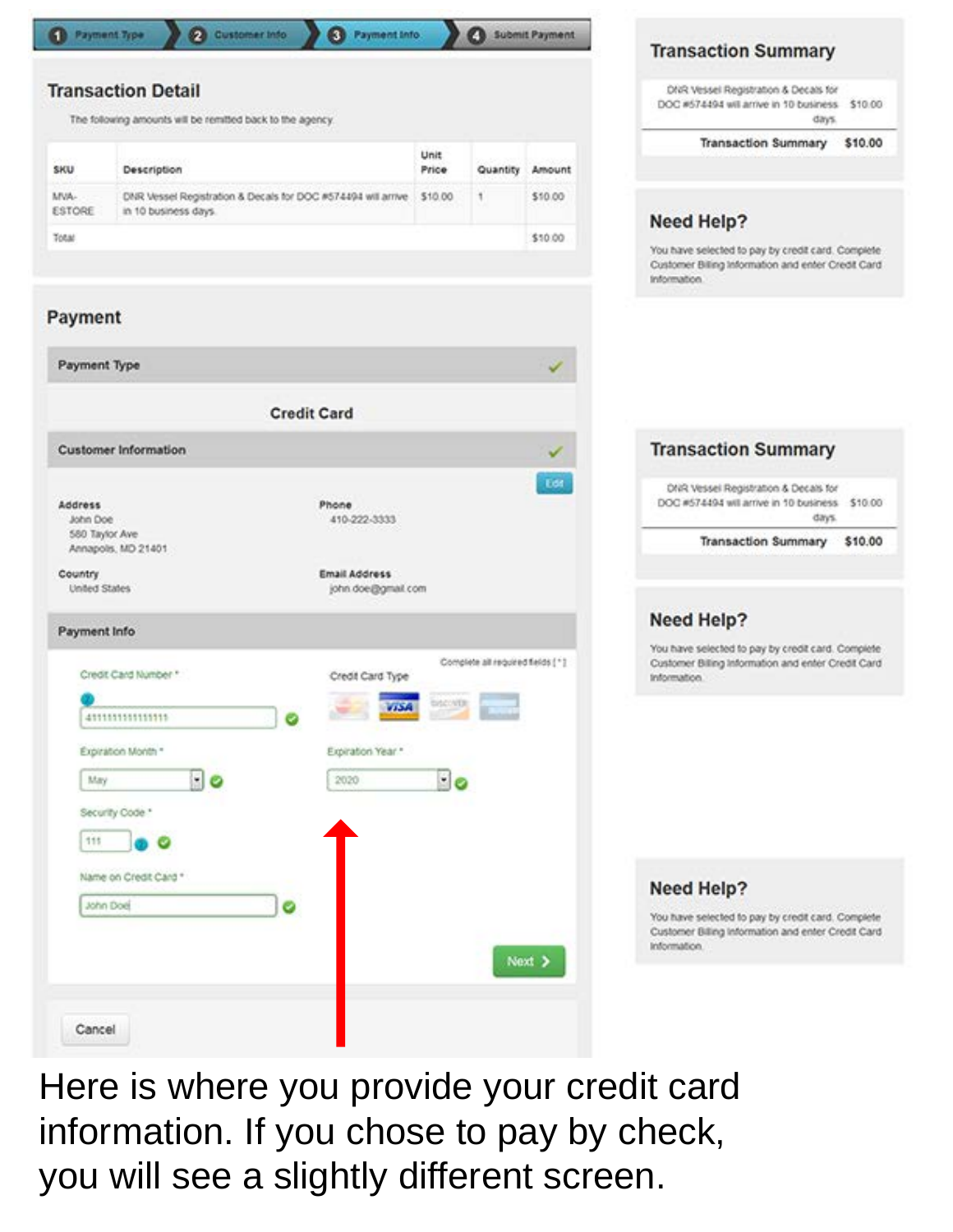1 Payment Type 2 Customer Info 3 Payment Info 4 Submit Payment

## Transaction Detail

The following amounts will be remitted back to the agency.

| SKU | Description | Unit Price | Quantity | Amount |
|---|---|---|---|---|
| MVA-ESTORE | DNR Vessel Registration & Decals for DOC #574494 will arrive in 10 business days. | $10.00 | 1 | $10.00 |
| Total | | | | $10.00 |

## Transaction Summary

DNR Vessel Registration & Decals for DOC #574494 will arrive in 10 business days. $10.00

Transaction Summary $10.00

## Need Help?

You have selected to pay by credit card. Complete Customer Billing Information and enter Credit Card Information.

## Payment

**Payment Type**

Credit Card

**Customer Information**

Edit

Address
John Doe
580 Taylor Ave
Annapolis, MD 21401

Phone
410-222-3333

Country
United States

Email Address
john.doe@gmail.com

**Payment Info**

Complete all required fields [*]

Credit Card Number *
4111111111111111

Credit Card Type

Expiration Month *
May

Expiration Year *
2020

Security Code *
111

Name on Credit Card *
John Doe

Next

Cancel

## Transaction Summary

DNR Vessel Registration & Decals for DOC #574494 will arrive in 10 business days. $10.00

Transaction Summary $10.00

## Need Help?

You have selected to pay by credit card. Complete Customer Billing Information and enter Credit Card Information.

## Need Help?

You have selected to pay by credit card. Complete Customer Billing Information and enter Credit Card Information.

Here is where you provide your credit card information. If you chose to pay by check, you will see a slightly different screen.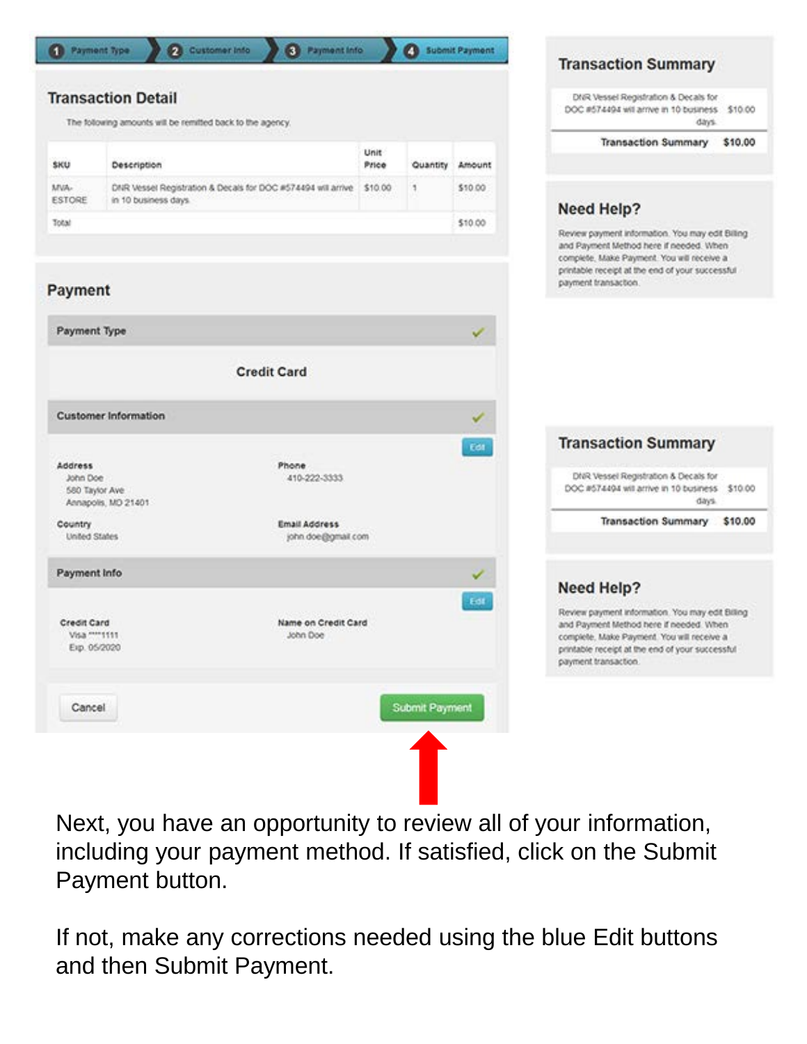1 Payment Type 2 Customer Info 3 Payment Info 4 Submit Payment

## Transaction Detail

The following amounts will be remitted back to the agency.

| SKU | Description | Unit Price | Quantity | Amount |
|---|---|---|---|---|
| MVA-ESTORE | DNR Vessel Registration & Decals for DOC #574494 will arrive in 10 business days | $10.00 | 1 | $10.00 |
| Total | | | | $10.00 |

## Payment

**Payment Type** ✓

Credit Card

**Customer Information** ✓

Edit

**Address**
John Doe
580 Taylor Ave
Annapolis, MD 21401

**Phone**
410-222-3333

**Country**
United States

**Email Address**
john.doe@gmail.com

**Payment Info** ✓

Edit

**Credit Card**
Visa ****1111
Exp. 05/2020

**Name on Credit Card**
John Doe

Cancel

Submit Payment

## Transaction Summary

| | |
|---|---|
| DNR Vessel Registration & Decals for DOC #574494 will arrive in 10 business days | $10.00 |
| **Transaction Summary** | **$10.00** |

## Need Help?

Review payment information. You may edit Billing and Payment Method here if needed. When complete, Make Payment. You will receive a printable receipt at the end of your successful payment transaction.

## Transaction Summary

| | |
|---|---|
| DNR Vessel Registration & Decals for DOC #574494 will arrive in 10 business days | $10.00 |
| **Transaction Summary** | **$10.00** |

## Need Help?

Review payment information. You may edit Billing and Payment Method here if needed. When complete, Make Payment. You will receive a printable receipt at the end of your successful payment transaction.

Next, you have an opportunity to review all of your information, including your payment method. If satisfied, click on the Submit Payment button.

If not, make any corrections needed using the blue Edit buttons and then Submit Payment.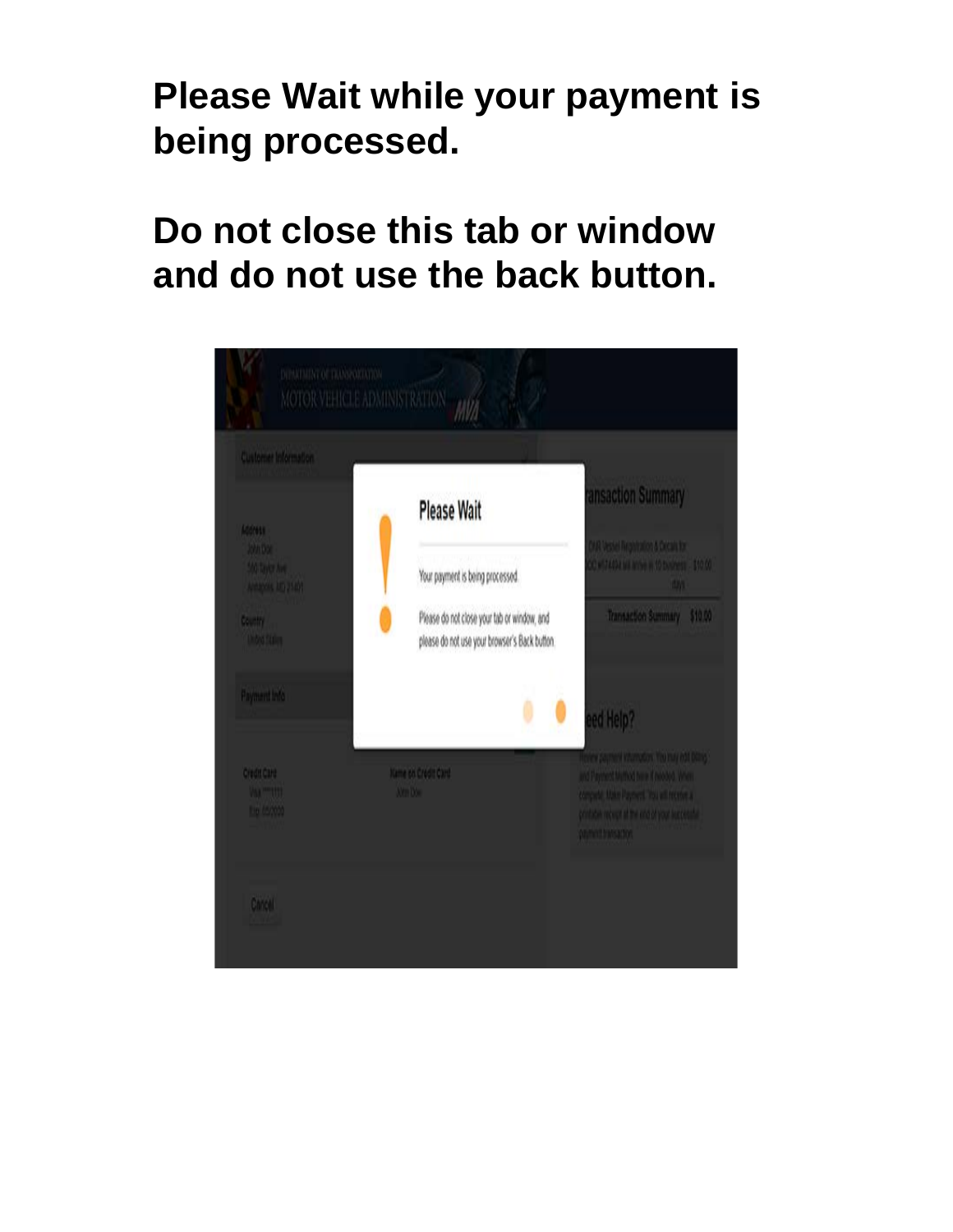**Please Wait while your payment is being processed.**

**Do not close this tab or window and do not use the back button.**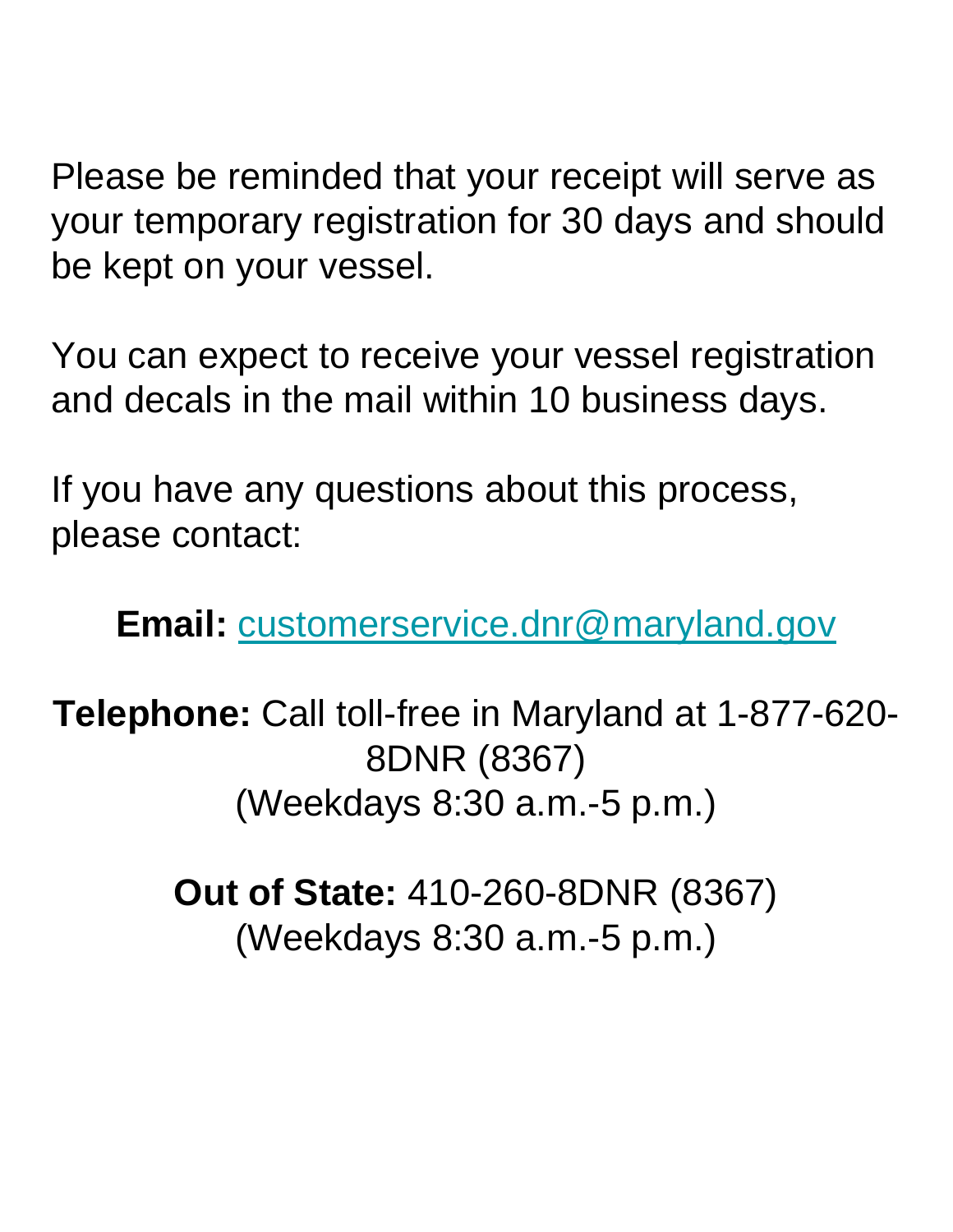Please be reminded that your receipt will serve as your temporary registration for 30 days and should be kept on your vessel.

You can expect to receive your vessel registration and decals in the mail within 10 business days.

If you have any questions about this process, please contact:

**Email:** customerservice.dnr@maryland.gov

**Telephone:** Call toll-free in Maryland at 1-877-620-8DNR (8367)
(Weekdays 8:30 a.m.-5 p.m.)

**Out of State:** 410-260-8DNR (8367)
(Weekdays 8:30 a.m.-5 p.m.)